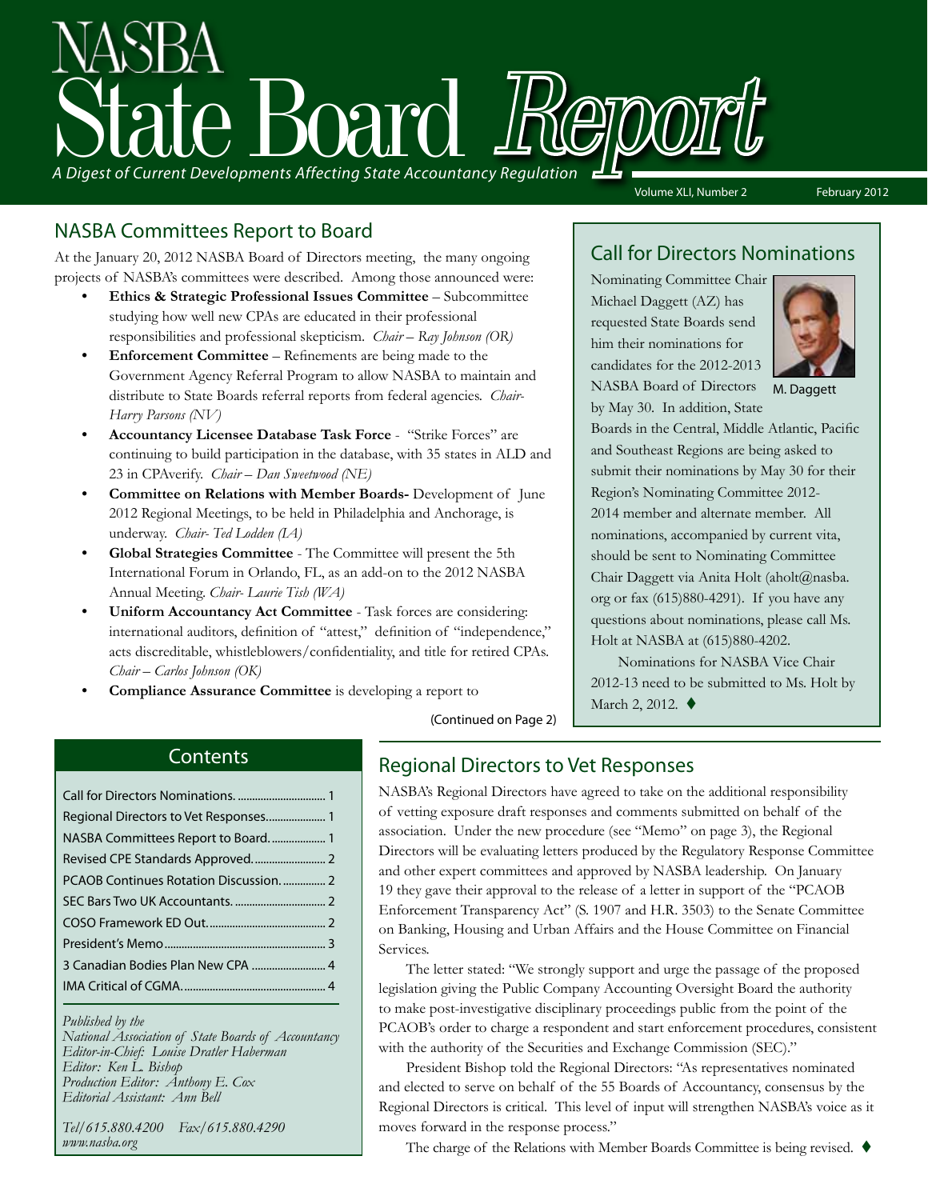# NASBA State Board Report

*A Digest of Current Developments Affecting State Accountancy Regulation*

Volume XLI, Number 2 — February 2012

## NASBA Committees Report to Board

At the January 20, 2012 NASBA Board of Directors meeting, the many ongoing projects of NASBA's committees were described. Among those announced were:

- **Ethics & Strategic Professional Issues Committee** – Subcommittee studying how well new CPAs are educated in their professional responsibilities and professional skepticism. *Chair – Ray Johnson (OR)*
- **Enforcement Committee** – Refinements are being made to the Government Agency Referral Program to allow NASBA to maintain and distribute to State Boards referral reports from federal agencies. *Chair- Harry Parsons (NV)*
- **Accountancy Licensee Database Task Force** - "Strike Forces" are continuing to build participation in the database, with 35 states in ALD and 23 in CPAverify. *Chair – Dan Sweetwood (NE)*
- **Committee on Relations with Member Boards-** Development of June 2012 Regional Meetings, to be held in Philadelphia and Anchorage, is underway. *Chair- Ted Lodden (IA)*
- **Global Strategies Committee** - The Committee will present the 5th International Forum in Orlando, FL, as an add-on to the 2012 NASBA Annual Meeting. *Chair- Laurie Tish (WA)*
- **Uniform Accountancy Act Committee** - Task forces are considering: international auditors, definition of "attest," definition of "independence," acts discreditable, whistleblowers/confidentiality, and title for retired CPAs. *Chair – Carlos Johnson (OK)*
- **Compliance Assurance Committee** is developing a report to

(Continued on Page 2)

## Call for Directors Nominations

Nominating Committee Chair Michael Daggett (AZ) has requested State Boards send him their nominations for candidates for the 2012-2013 NASBA Board of Directors by May 30. In addition, State Boards in the Central, Middle Atlantic, Pacific and Southeast Regions are being asked to submit their nominations by May 30 for their Region's Nominating Committee 2012-2014 member and alternate member. All nominations, accompanied by current vita, should be sent to Nominating Committee Chair Daggett via Anita Holt (aholt@nasba.org or fax (615)880-4291). If you have any questions about nominations, please call Ms. Holt at NASBA at (615)880-4202.

M. Daggett

Nominations for NASBA Vice Chair 2012-13 need to be submitted to Ms. Holt by March 2, 2012. ♦

## Contents

- Call for Directors Nominations. ... 1
- Regional Directors to Vet Responses... 1
- NASBA Committees Report to Board... 1
- Revised CPE Standards Approved... 2
- PCAOB Continues Rotation Discussion... 2
- SEC Bars Two UK Accountants... 2
- COSO Framework ED Out... 2
- President's Memo... 3
- 3 Canadian Bodies Plan New CPA... 4
- IMA Critical of CGMA... 4

*Published by the*
*National Association of State Boards of Accountancy*
*Editor-in-Chief: Louise Dratler Haberman*
*Editor: Ken L. Bishop*
*Production Editor: Anthony E. Cox*
*Editorial Assistant: Ann Bell*

*Tel/615.880.4200 Fax/615.880.4290*
*www.nasba.org*

## Regional Directors to Vet Responses

NASBA's Regional Directors have agreed to take on the additional responsibility of vetting exposure draft responses and comments submitted on behalf of the association. Under the new procedure (see "Memo" on page 3), the Regional Directors will be evaluating letters produced by the Regulatory Response Committee and other expert committees and approved by NASBA leadership. On January 19 they gave their approval to the release of a letter in support of the "PCAOB Enforcement Transparency Act" (S. 1907 and H.R. 3503) to the Senate Committee on Banking, Housing and Urban Affairs and the House Committee on Financial Services.

The letter stated: "We strongly support and urge the passage of the proposed legislation giving the Public Company Accounting Oversight Board the authority to make post-investigative disciplinary proceedings public from the point of the PCAOB's order to charge a respondent and start enforcement procedures, consistent with the authority of the Securities and Exchange Commission (SEC)."

President Bishop told the Regional Directors: "As representatives nominated and elected to serve on behalf of the 55 Boards of Accountancy, consensus by the Regional Directors is critical. This level of input will strengthen NASBA's voice as it moves forward in the response process."

The charge of the Relations with Member Boards Committee is being revised. ♦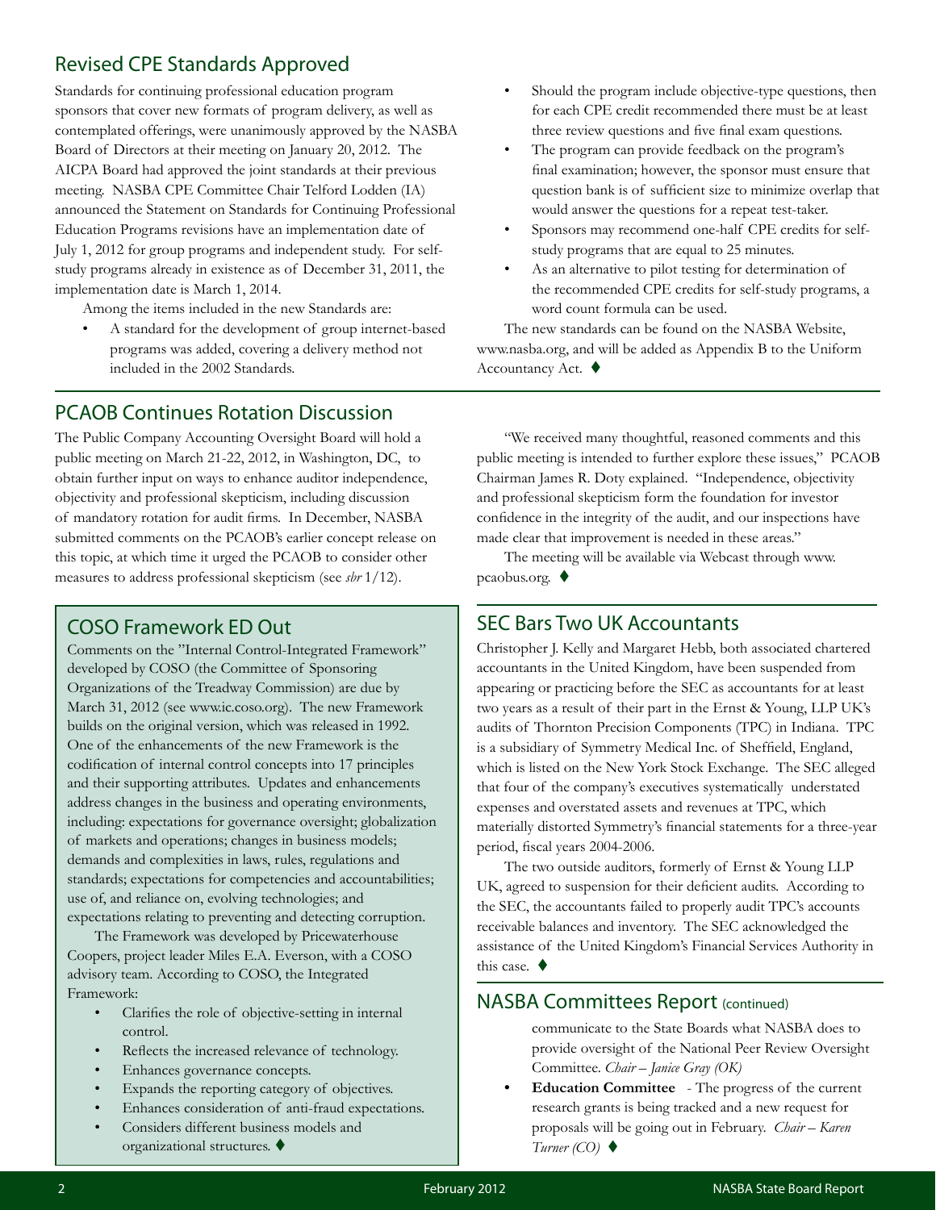## Revised CPE Standards Approved

Standards for continuing professional education program sponsors that cover new formats of program delivery, as well as contemplated offerings, were unanimously approved by the NASBA Board of Directors at their meeting on January 20, 2012. The AICPA Board had approved the joint standards at their previous meeting. NASBA CPE Committee Chair Telford Lodden (IA) announced the Statement on Standards for Continuing Professional Education Programs revisions have an implementation date of July 1, 2012 for group programs and independent study. For self-study programs already in existence as of December 31, 2011, the implementation date is March 1, 2014.

Among the items included in the new Standards are:

- A standard for the development of group internet-based programs was added, covering a delivery method not included in the 2002 Standards.
- Should the program include objective-type questions, then for each CPE credit recommended there must be at least three review questions and five final exam questions.
- The program can provide feedback on the program's final examination; however, the sponsor must ensure that question bank is of sufficient size to minimize overlap that would answer the questions for a repeat test-taker.
- Sponsors may recommend one-half CPE credits for self-study programs that are equal to 25 minutes.
- As an alternative to pilot testing for determination of the recommended CPE credits for self-study programs, a word count formula can be used.

The new standards can be found on the NASBA Website, www.nasba.org, and will be added as Appendix B to the Uniform Accountancy Act. ♦

## PCAOB Continues Rotation Discussion

The Public Company Accounting Oversight Board will hold a public meeting on March 21-22, 2012, in Washington, DC, to obtain further input on ways to enhance auditor independence, objectivity and professional skepticism, including discussion of mandatory rotation for audit firms. In December, NASBA submitted comments on the PCAOB's earlier concept release on this topic, at which time it urged the PCAOB to consider other measures to address professional skepticism (see *sbr* 1/12).

"We received many thoughtful, reasoned comments and this public meeting is intended to further explore these issues," PCAOB Chairman James R. Doty explained. "Independence, objectivity and professional skepticism form the foundation for investor confidence in the integrity of the audit, and our inspections have made clear that improvement is needed in these areas."

The meeting will be available via Webcast through www.pcaobus.org. ♦

## COSO Framework ED Out

Comments on the "Internal Control-Integrated Framework" developed by COSO (the Committee of Sponsoring Organizations of the Treadway Commission) are due by March 31, 2012 (see www.ic.coso.org). The new Framework builds on the original version, which was released in 1992. One of the enhancements of the new Framework is the codification of internal control concepts into 17 principles and their supporting attributes. Updates and enhancements address changes in the business and operating environments, including: expectations for governance oversight; globalization of markets and operations; changes in business models; demands and complexities in laws, rules, regulations and standards; expectations for competencies and accountabilities; use of, and reliance on, evolving technologies; and expectations relating to preventing and detecting corruption.

The Framework was developed by Pricewaterhouse Coopers, project leader Miles E.A. Everson, with a COSO advisory team. According to COSO, the Integrated Framework:

- Clarifies the role of objective-setting in internal control.
- Reflects the increased relevance of technology.
- Enhances governance concepts.
- Expands the reporting category of objectives.
- Enhances consideration of anti-fraud expectations.
- Considers different business models and organizational structures. ♦

## SEC Bars Two UK Accountants

Christopher J. Kelly and Margaret Hebb, both associated chartered accountants in the United Kingdom, have been suspended from appearing or practicing before the SEC as accountants for at least two years as a result of their part in the Ernst & Young, LLP UK's audits of Thornton Precision Components (TPC) in Indiana. TPC is a subsidiary of Symmetry Medical Inc. of Sheffield, England, which is listed on the New York Stock Exchange. The SEC alleged that four of the company's executives systematically understated expenses and overstated assets and revenues at TPC, which materially distorted Symmetry's financial statements for a three-year period, fiscal years 2004-2006.

The two outside auditors, formerly of Ernst & Young LLP UK, agreed to suspension for their deficient audits. According to the SEC, the accountants failed to properly audit TPC's accounts receivable balances and inventory. The SEC acknowledged the assistance of the United Kingdom's Financial Services Authority in this case. ♦

## NASBA Committees Report (continued)

communicate to the State Boards what NASBA does to provide oversight of the National Peer Review Oversight Committee. *Chair – Janice Gray (OK)*

- **Education Committee** - The progress of the current research grants is being tracked and a new request for proposals will be going out in February. *Chair – Karen Turner (CO)* ♦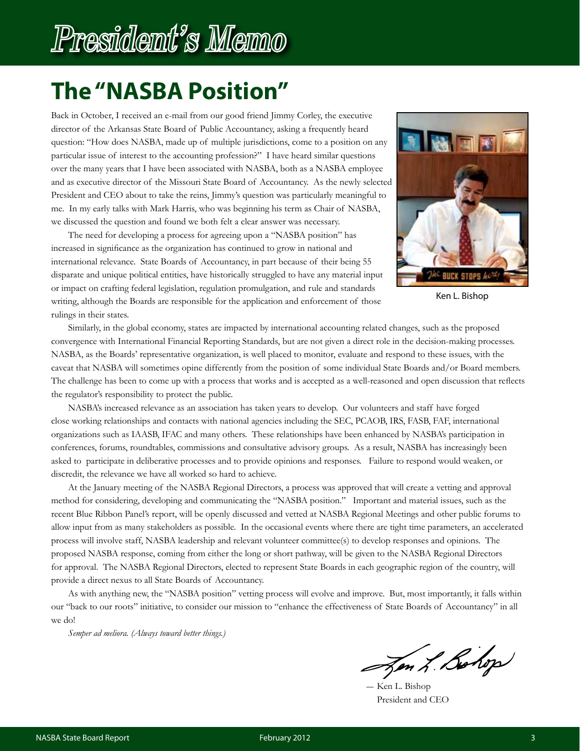# President's Memo

## The "NASBA Position"

Back in October, I received an e-mail from our good friend Jimmy Corley, the executive director of the Arkansas State Board of Public Accountancy, asking a frequently heard question: "How does NASBA, made up of multiple jurisdictions, come to a position on any particular issue of interest to the accounting profession?" I have heard similar questions over the many years that I have been associated with NASBA, both as a NASBA employee and as executive director of the Missouri State Board of Accountancy. As the newly selected President and CEO about to take the reins, Jimmy's question was particularly meaningful to me. In my early talks with Mark Harris, who was beginning his term as Chair of NASBA, we discussed the question and found we both felt a clear answer was necessary.

Ken L. Bishop

The need for developing a process for agreeing upon a "NASBA position" has increased in significance as the organization has continued to grow in national and international relevance. State Boards of Accountancy, in part because of their being 55 disparate and unique political entities, have historically struggled to have any material input or impact on crafting federal legislation, regulation promulgation, and rule and standards writing, although the Boards are responsible for the application and enforcement of those rulings in their states.

Similarly, in the global economy, states are impacted by international accounting related changes, such as the proposed convergence with International Financial Reporting Standards, but are not given a direct role in the decision-making processes. NASBA, as the Boards' representative organization, is well placed to monitor, evaluate and respond to these issues, with the caveat that NASBA will sometimes opine differently from the position of some individual State Boards and/or Board members. The challenge has been to come up with a process that works and is accepted as a well-reasoned and open discussion that reflects the regulator's responsibility to protect the public.

NASBA's increased relevance as an association has taken years to develop. Our volunteers and staff have forged close working relationships and contacts with national agencies including the SEC, PCAOB, IRS, FASB, FAF, international organizations such as IAASB, IFAC and many others. These relationships have been enhanced by NASBA's participation in conferences, forums, roundtables, commissions and consultative advisory groups. As a result, NASBA has increasingly been asked to participate in deliberative processes and to provide opinions and responses. Failure to respond would weaken, or discredit, the relevance we have all worked so hard to achieve.

At the January meeting of the NASBA Regional Directors, a process was approved that will create a vetting and approval method for considering, developing and communicating the "NASBA position." Important and material issues, such as the recent Blue Ribbon Panel's report, will be openly discussed and vetted at NASBA Regional Meetings and other public forums to allow input from as many stakeholders as possible. In the occasional events where there are tight time parameters, an accelerated process will involve staff, NASBA leadership and relevant volunteer committee(s) to develop responses and opinions. The proposed NASBA response, coming from either the long or short pathway, will be given to the NASBA Regional Directors for approval. The NASBA Regional Directors, elected to represent State Boards in each geographic region of the country, will provide a direct nexus to all State Boards of Accountancy.

As with anything new, the "NASBA position" vetting process will evolve and improve. But, most importantly, it falls within our "back to our roots" initiative, to consider our mission to "enhance the effectiveness of State Boards of Accountancy" in all we do!

*Semper ad meliora. (Always toward better things.)*

— Ken L. Bishop
President and CEO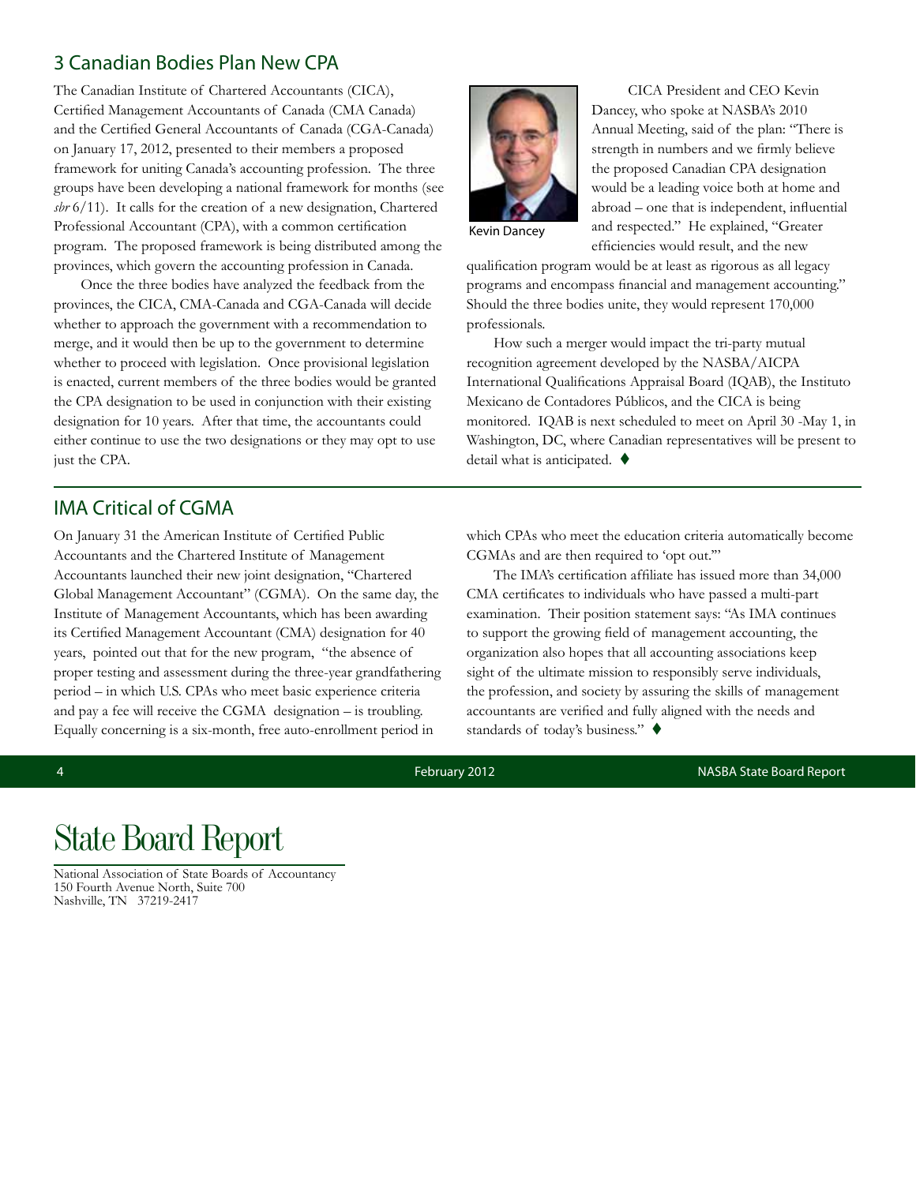## 3 Canadian Bodies Plan New CPA

The Canadian Institute of Chartered Accountants (CICA), Certified Management Accountants of Canada (CMA Canada) and the Certified General Accountants of Canada (CGA-Canada) on January 17, 2012, presented to their members a proposed framework for uniting Canada's accounting profession. The three groups have been developing a national framework for months (see *sbr* 6/11). It calls for the creation of a new designation, Chartered Professional Accountant (CPA), with a common certification program. The proposed framework is being distributed among the provinces, which govern the accounting profession in Canada.

Once the three bodies have analyzed the feedback from the provinces, the CICA, CMA-Canada and CGA-Canada will decide whether to approach the government with a recommendation to merge, and it would then be up to the government to determine whether to proceed with legislation. Once provisional legislation is enacted, current members of the three bodies would be granted the CPA designation to be used in conjunction with their existing designation for 10 years. After that time, the accountants could either continue to use the two designations or they may opt to use just the CPA.

Kevin Dancey

CICA President and CEO Kevin Dancey, who spoke at NASBA's 2010 Annual Meeting, said of the plan: "There is strength in numbers and we firmly believe the proposed Canadian CPA designation would be a leading voice both at home and abroad – one that is independent, influential and respected." He explained, "Greater efficiencies would result, and the new qualification program would be at least as rigorous as all legacy programs and encompass financial and management accounting." Should the three bodies unite, they would represent 170,000 professionals.

How such a merger would impact the tri-party mutual recognition agreement developed by the NASBA/AICPA International Qualifications Appraisal Board (IQAB), the Instituto Mexicano de Contadores Públicos, and the CICA is being monitored. IQAB is next scheduled to meet on April 30 -May 1, in Washington, DC, where Canadian representatives will be present to detail what is anticipated. ♦

## IMA Critical of CGMA

On January 31 the American Institute of Certified Public Accountants and the Chartered Institute of Management Accountants launched their new joint designation, "Chartered Global Management Accountant" (CGMA). On the same day, the Institute of Management Accountants, which has been awarding its Certified Management Accountant (CMA) designation for 40 years, pointed out that for the new program, "the absence of proper testing and assessment during the three-year grandfathering period – in which U.S. CPAs who meet basic experience criteria and pay a fee will receive the CGMA designation – is troubling. Equally concerning is a six-month, free auto-enrollment period in which CPAs who meet the education criteria automatically become CGMAs and are then required to 'opt out.'"

The IMA's certification affiliate has issued more than 34,000 CMA certificates to individuals who have passed a multi-part examination. Their position statement says: "As IMA continues to support the growing field of management accounting, the organization also hopes that all accounting associations keep sight of the ultimate mission to responsibly serve individuals, the profession, and society by assuring the skills of management accountants are verified and fully aligned with the needs and standards of today's business." ♦

# State Board Report

National Association of State Boards of Accountancy
150 Fourth Avenue North, Suite 700
Nashville, TN 37219-2417